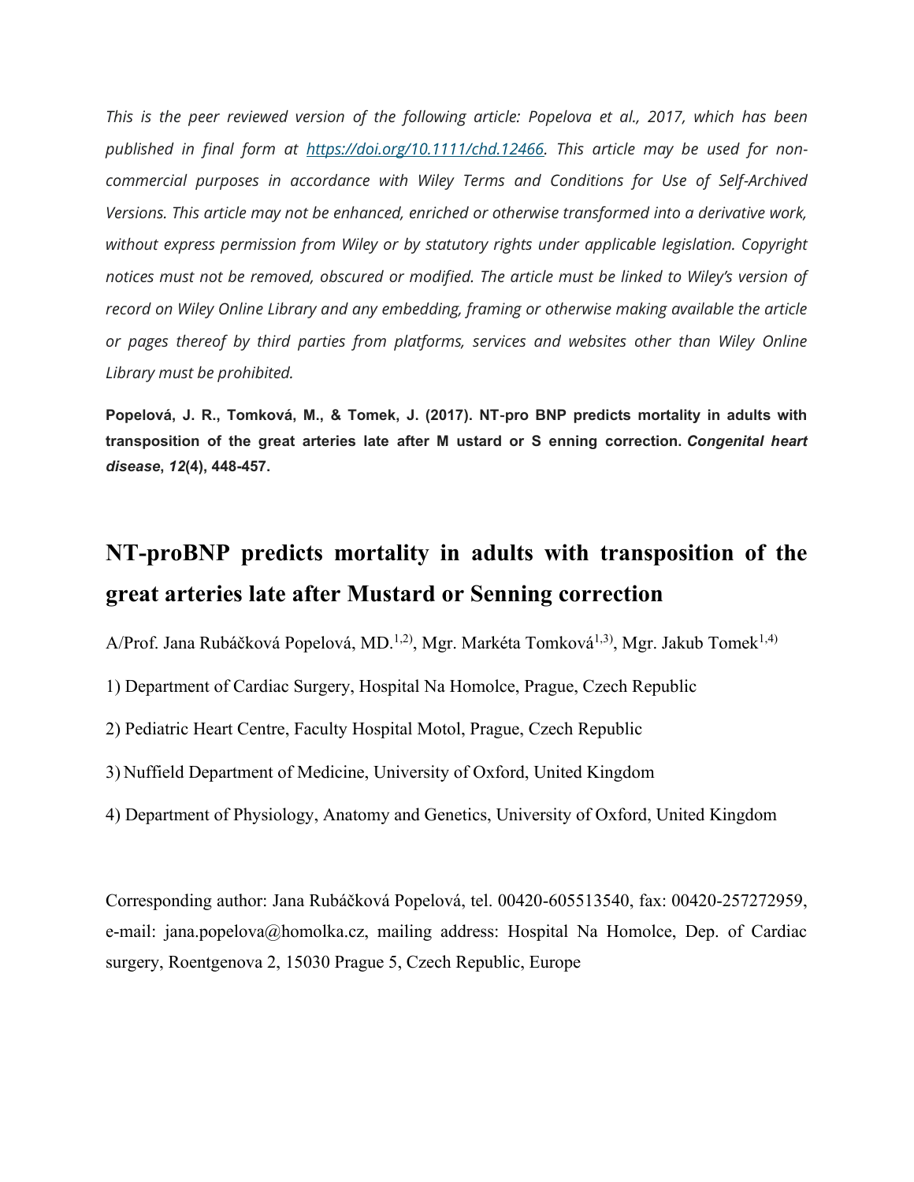*This is the peer reviewed version of the following article: Popelova et al., 2017, which has been published in final form at [https://doi.org/10.1111/chd.12466](https://doi.org/10.1111/chd.12466). This article may be used for non-commercial purposes in accordance with Wiley Terms and Conditions for Use of Self-Archived Versions. This article may not be enhanced, enriched or otherwise transformed into a derivative work, without express permission from Wiley or by statutory rights under applicable legislation. Copyright notices must not be removed, obscured or modified. The article must be linked to Wiley's version of record on Wiley Online Library and any embedding, framing or otherwise making available the article or pages thereof by third parties from platforms, services and websites other than Wiley Online Library must be prohibited.*

**Popelová, J. R., Tomková, M., & Tomek, J. (2017). NT-pro BNP predicts mortality in adults with transposition of the great arteries late after M ustard or S enning correction. *Congenital heart disease*, *12*(4), 448-457.**

# NT-proBNP predicts mortality in adults with transposition of the great arteries late after Mustard or Senning correction

A/Prof. Jana Rubáčková Popelová, MD.[1,2)], Mgr. Markéta Tomková[1,3)], Mgr. Jakub Tomek[1,4)]

1) Department of Cardiac Surgery, Hospital Na Homolce, Prague, Czech Republic

2) Pediatric Heart Centre, Faculty Hospital Motol, Prague, Czech Republic

3) Nuffield Department of Medicine, University of Oxford, United Kingdom

4) Department of Physiology, Anatomy and Genetics, University of Oxford, United Kingdom

Corresponding author: Jana Rubáčková Popelová, tel. 00420-605513540, fax: 00420-257272959, e-mail: jana.popelova@homolka.cz, mailing address: Hospital Na Homolce, Dep. of Cardiac surgery, Roentgenova 2, 15030 Prague 5, Czech Republic, Europe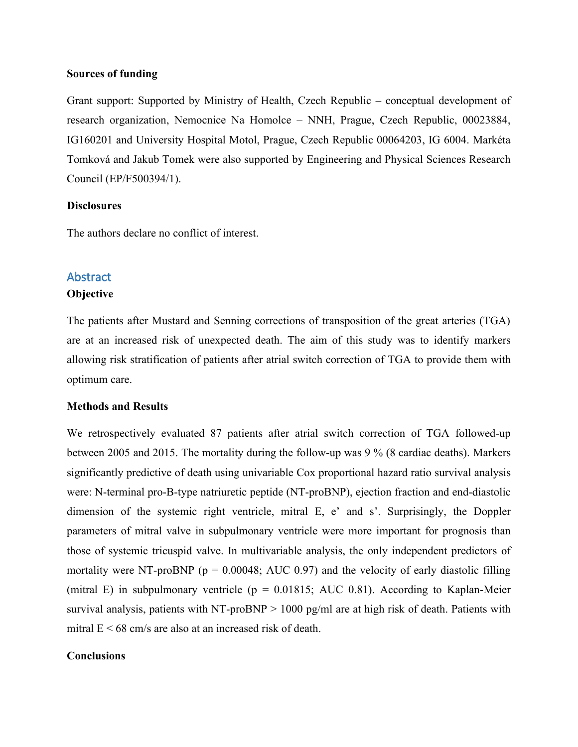**Sources of funding**

Grant support: Supported by Ministry of Health, Czech Republic – conceptual development of research organization, Nemocnice Na Homolce – NNH, Prague, Czech Republic, 00023884, IG160201 and University Hospital Motol, Prague, Czech Republic 00064203, IG 6004. Markéta Tomková and Jakub Tomek were also supported by Engineering and Physical Sciences Research Council (EP/F500394/1).

**Disclosures**

The authors declare no conflict of interest.

## Abstract

**Objective**

The patients after Mustard and Senning corrections of transposition of the great arteries (TGA) are at an increased risk of unexpected death. The aim of this study was to identify markers allowing risk stratification of patients after atrial switch correction of TGA to provide them with optimum care.

**Methods and Results**

We retrospectively evaluated 87 patients after atrial switch correction of TGA followed-up between 2005 and 2015. The mortality during the follow-up was 9 % (8 cardiac deaths). Markers significantly predictive of death using univariable Cox proportional hazard ratio survival analysis were: N-terminal pro-B-type natriuretic peptide (NT-proBNP), ejection fraction and end-diastolic dimension of the systemic right ventricle, mitral E, e' and s'. Surprisingly, the Doppler parameters of mitral valve in subpulmonary ventricle were more important for prognosis than those of systemic tricuspid valve. In multivariable analysis, the only independent predictors of mortality were NT-proBNP ($p = 0.00048$; AUC 0.97) and the velocity of early diastolic filling (mitral E) in subpulmonary ventricle ($p = 0.01815$; AUC 0.81). According to Kaplan-Meier survival analysis, patients with NT-proBNP > 1000 pg/ml are at high risk of death. Patients with mitral E < 68 cm/s are also at an increased risk of death.

**Conclusions**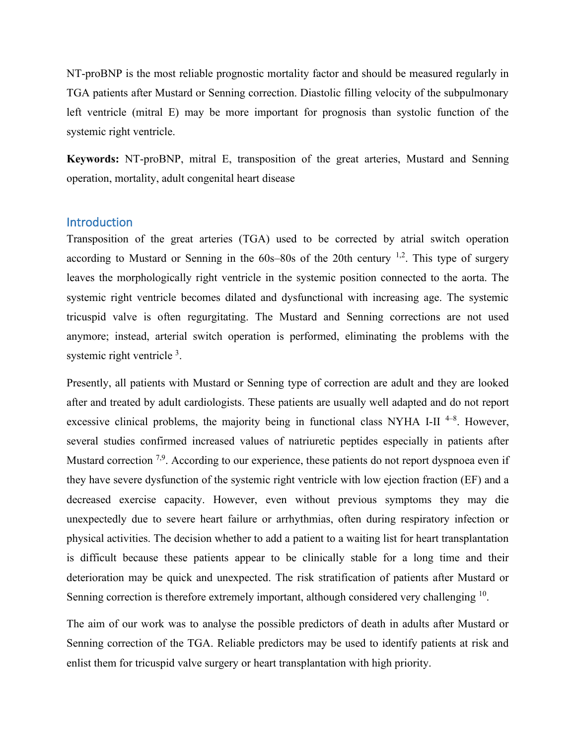NT-proBNP is the most reliable prognostic mortality factor and should be measured regularly in TGA patients after Mustard or Senning correction. Diastolic filling velocity of the subpulmonary left ventricle (mitral E) may be more important for prognosis than systolic function of the systemic right ventricle.

**Keywords:** NT-proBNP, mitral E, transposition of the great arteries, Mustard and Senning operation, mortality, adult congenital heart disease

## Introduction

Transposition of the great arteries (TGA) used to be corrected by atrial switch operation according to Mustard or Senning in the 60s–80s of the 20th century [1,2]. This type of surgery leaves the morphologically right ventricle in the systemic position connected to the aorta. The systemic right ventricle becomes dilated and dysfunctional with increasing age. The systemic tricuspid valve is often regurgitating. The Mustard and Senning corrections are not used anymore; instead, arterial switch operation is performed, eliminating the problems with the systemic right ventricle [3].

Presently, all patients with Mustard or Senning type of correction are adult and they are looked after and treated by adult cardiologists. These patients are usually well adapted and do not report excessive clinical problems, the majority being in functional class NYHA I-II [4–8]. However, several studies confirmed increased values of natriuretic peptides especially in patients after Mustard correction [7,9]. According to our experience, these patients do not report dyspnoea even if they have severe dysfunction of the systemic right ventricle with low ejection fraction (EF) and a decreased exercise capacity. However, even without previous symptoms they may die unexpectedly due to severe heart failure or arrhythmias, often during respiratory infection or physical activities. The decision whether to add a patient to a waiting list for heart transplantation is difficult because these patients appear to be clinically stable for a long time and their deterioration may be quick and unexpected. The risk stratification of patients after Mustard or Senning correction is therefore extremely important, although considered very challenging [10].

The aim of our work was to analyse the possible predictors of death in adults after Mustard or Senning correction of the TGA. Reliable predictors may be used to identify patients at risk and enlist them for tricuspid valve surgery or heart transplantation with high priority.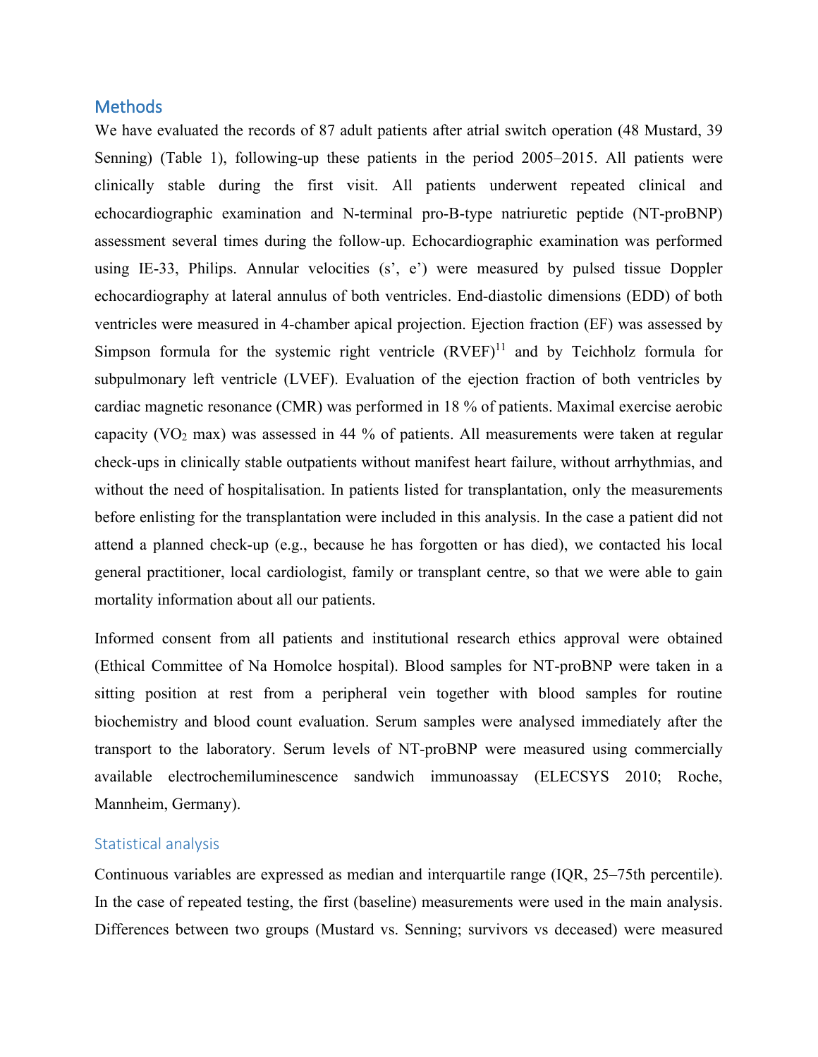## Methods

We have evaluated the records of 87 adult patients after atrial switch operation (48 Mustard, 39 Senning) (Table 1), following-up these patients in the period 2005–2015. All patients were clinically stable during the first visit. All patients underwent repeated clinical and echocardiographic examination and N-terminal pro-B-type natriuretic peptide (NT-proBNP) assessment several times during the follow-up. Echocardiographic examination was performed using IE-33, Philips. Annular velocities (s', e') were measured by pulsed tissue Doppler echocardiography at lateral annulus of both ventricles. End-diastolic dimensions (EDD) of both ventricles were measured in 4-chamber apical projection. Ejection fraction (EF) was assessed by Simpson formula for the systemic right ventricle (RVEF)[11] and by Teichholz formula for subpulmonary left ventricle (LVEF). Evaluation of the ejection fraction of both ventricles by cardiac magnetic resonance (CMR) was performed in 18 % of patients. Maximal exercise aerobic capacity ($VO_2$ max) was assessed in 44 % of patients. All measurements were taken at regular check-ups in clinically stable outpatients without manifest heart failure, without arrhythmias, and without the need of hospitalisation. In patients listed for transplantation, only the measurements before enlisting for the transplantation were included in this analysis. In the case a patient did not attend a planned check-up (e.g., because he has forgotten or has died), we contacted his local general practitioner, local cardiologist, family or transplant centre, so that we were able to gain mortality information about all our patients.

Informed consent from all patients and institutional research ethics approval were obtained (Ethical Committee of Na Homolce hospital). Blood samples for NT-proBNP were taken in a sitting position at rest from a peripheral vein together with blood samples for routine biochemistry and blood count evaluation. Serum samples were analysed immediately after the transport to the laboratory. Serum levels of NT-proBNP were measured using commercially available electrochemiluminescence sandwich immunoassay (ELECSYS 2010; Roche, Mannheim, Germany).

### Statistical analysis

Continuous variables are expressed as median and interquartile range (IQR, 25–75th percentile). In the case of repeated testing, the first (baseline) measurements were used in the main analysis. Differences between two groups (Mustard vs. Senning; survivors vs deceased) were measured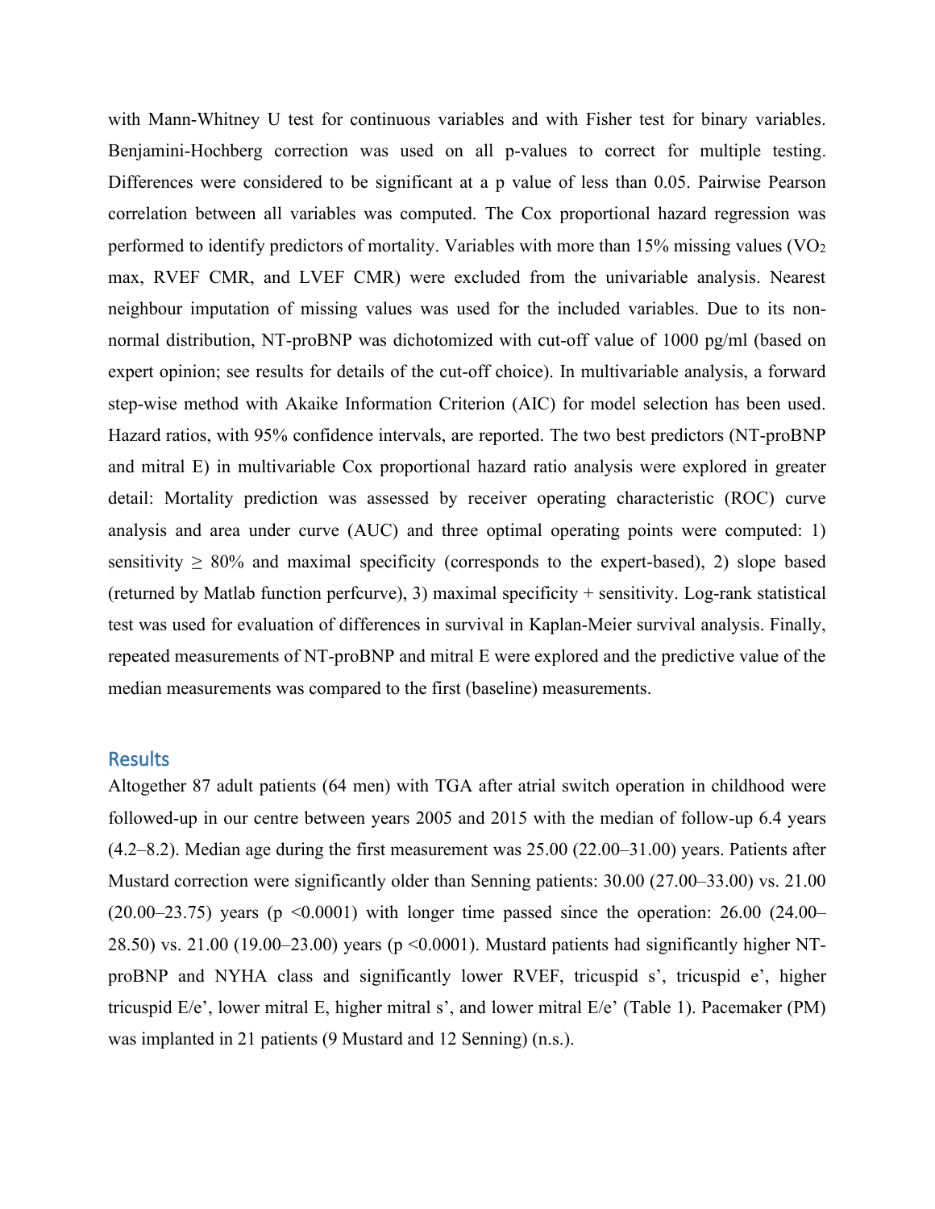with Mann-Whitney U test for continuous variables and with Fisher test for binary variables. Benjamini-Hochberg correction was used on all p-values to correct for multiple testing. Differences were considered to be significant at a p value of less than 0.05. Pairwise Pearson correlation between all variables was computed. The Cox proportional hazard regression was performed to identify predictors of mortality. Variables with more than 15% missing values ($VO_2$ max, RVEF CMR, and LVEF CMR) were excluded from the univariable analysis. Nearest neighbour imputation of missing values was used for the included variables. Due to its non-normal distribution, NT-proBNP was dichotomized with cut-off value of 1000 pg/ml (based on expert opinion; see results for details of the cut-off choice). In multivariable analysis, a forward step-wise method with Akaike Information Criterion (AIC) for model selection has been used. Hazard ratios, with 95% confidence intervals, are reported. The two best predictors (NT-proBNP and mitral E) in multivariable Cox proportional hazard ratio analysis were explored in greater detail: Mortality prediction was assessed by receiver operating characteristic (ROC) curve analysis and area under curve (AUC) and three optimal operating points were computed: 1) sensitivity $\geq$ 80% and maximal specificity (corresponds to the expert-based), 2) slope based (returned by Matlab function perfcurve), 3) maximal specificity + sensitivity. Log-rank statistical test was used for evaluation of differences in survival in Kaplan-Meier survival analysis. Finally, repeated measurements of NT-proBNP and mitral E were explored and the predictive value of the median measurements was compared to the first (baseline) measurements.

## Results

Altogether 87 adult patients (64 men) with TGA after atrial switch operation in childhood were followed-up in our centre between years 2005 and 2015 with the median of follow-up 6.4 years (4.2–8.2). Median age during the first measurement was 25.00 (22.00–31.00) years. Patients after Mustard correction were significantly older than Senning patients: 30.00 (27.00–33.00) vs. 21.00 (20.00–23.75) years ($p < 0.0001$) with longer time passed since the operation: 26.00 (24.00–28.50) vs. 21.00 (19.00–23.00) years ($p < 0.0001$). Mustard patients had significantly higher NT-proBNP and NYHA class and significantly lower RVEF, tricuspid s', tricuspid e', higher tricuspid E/e', lower mitral E, higher mitral s', and lower mitral E/e' (Table 1). Pacemaker (PM) was implanted in 21 patients (9 Mustard and 12 Senning) (n.s.).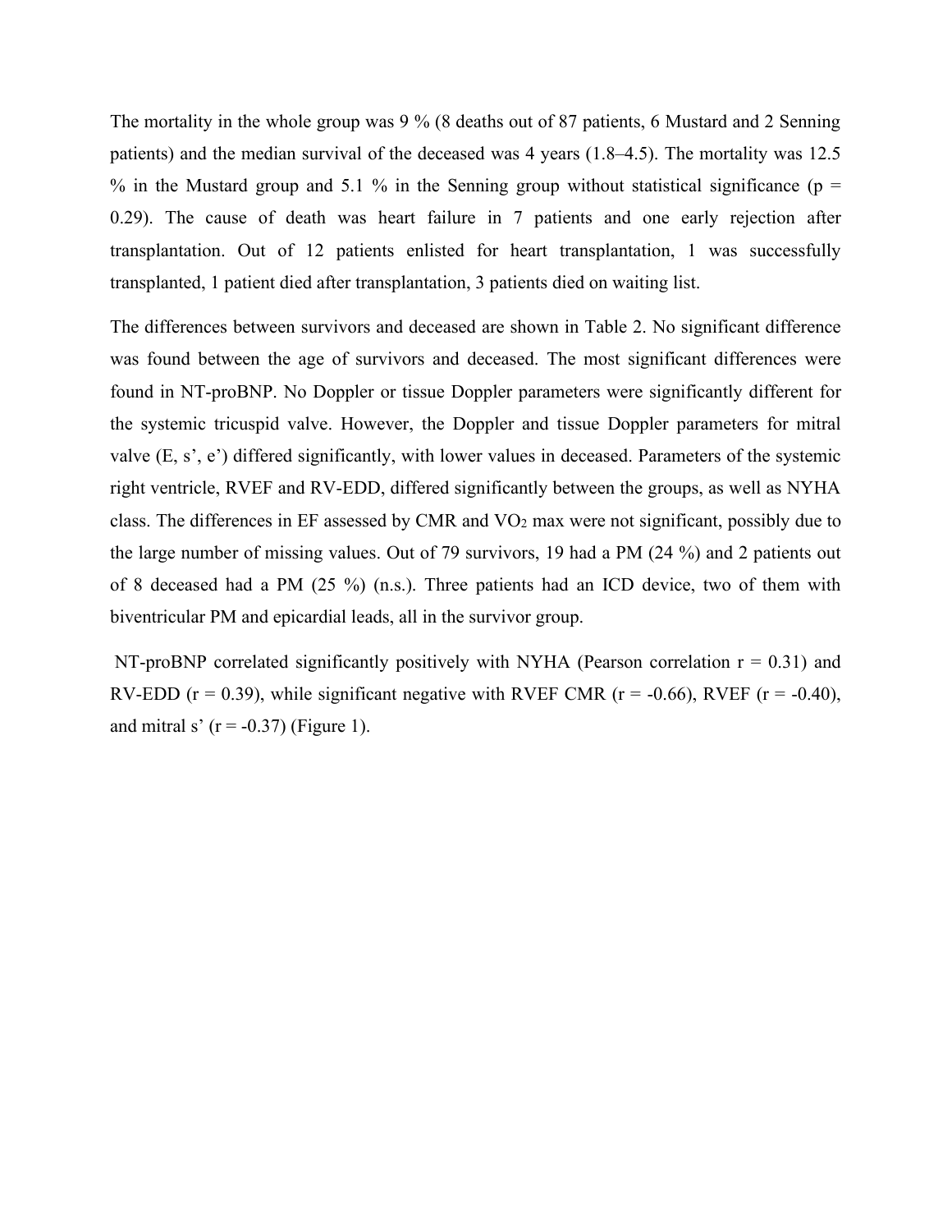The mortality in the whole group was 9 % (8 deaths out of 87 patients, 6 Mustard and 2 Senning patients) and the median survival of the deceased was 4 years (1.8–4.5). The mortality was 12.5 % in the Mustard group and 5.1 % in the Senning group without statistical significance ($p = 0.29$). The cause of death was heart failure in 7 patients and one early rejection after transplantation. Out of 12 patients enlisted for heart transplantation, 1 was successfully transplanted, 1 patient died after transplantation, 3 patients died on waiting list.

The differences between survivors and deceased are shown in Table 2. No significant difference was found between the age of survivors and deceased. The most significant differences were found in NT-proBNP. No Doppler or tissue Doppler parameters were significantly different for the systemic tricuspid valve. However, the Doppler and tissue Doppler parameters for mitral valve (E, s', e') differed significantly, with lower values in deceased. Parameters of the systemic right ventricle, RVEF and RV-EDD, differed significantly between the groups, as well as NYHA class. The differences in EF assessed by CMR and $VO_2$ max were not significant, possibly due to the large number of missing values. Out of 79 survivors, 19 had a PM (24 %) and 2 patients out of 8 deceased had a PM (25 %) (n.s.). Three patients had an ICD device, two of them with biventricular PM and epicardial leads, all in the survivor group.

NT-proBNP correlated significantly positively with NYHA (Pearson correlation $r = 0.31$) and RV-EDD ($r = 0.39$), while significant negative with RVEF CMR ($r = -0.66$), RVEF ($r = -0.40$), and mitral s' ($r = -0.37$) (Figure 1).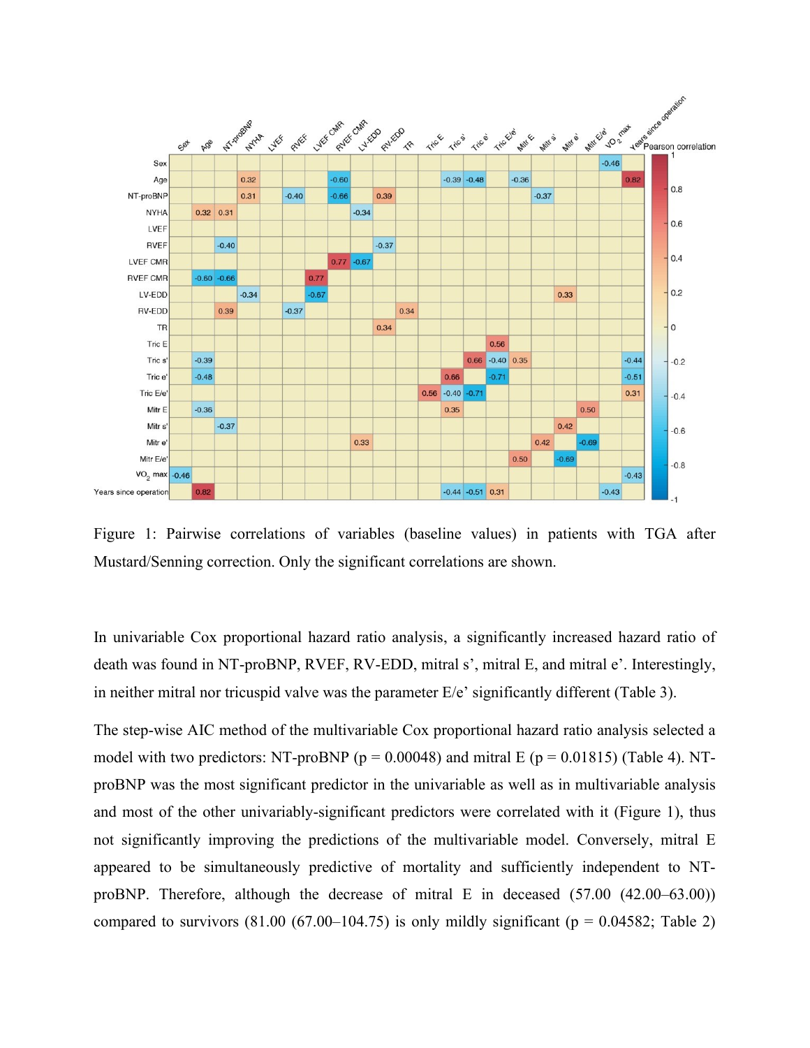Figure 1: Pairwise correlations of variables (baseline values) in patients with TGA after Mustard/Senning correction. Only the significant correlations are shown.

In univariable Cox proportional hazard ratio analysis, a significantly increased hazard ratio of death was found in NT-proBNP, RVEF, RV-EDD, mitral s', mitral E, and mitral e'. Interestingly, in neither mitral nor tricuspid valve was the parameter E/e' significantly different (Table 3).

The step-wise AIC method of the multivariable Cox proportional hazard ratio analysis selected a model with two predictors: NT-proBNP ($p = 0.00048$) and mitral E ($p = 0.01815$) (Table 4). NT-proBNP was the most significant predictor in the univariable as well as in multivariable analysis and most of the other univariably-significant predictors were correlated with it (Figure 1), thus not significantly improving the predictions of the multivariable model. Conversely, mitral E appeared to be simultaneously predictive of mortality and sufficiently independent to NT-proBNP. Therefore, although the decrease of mitral E in deceased (57.00 (42.00–63.00)) compared to survivors (81.00 (67.00–104.75) is only mildly significant ($p = 0.04582$; Table 2)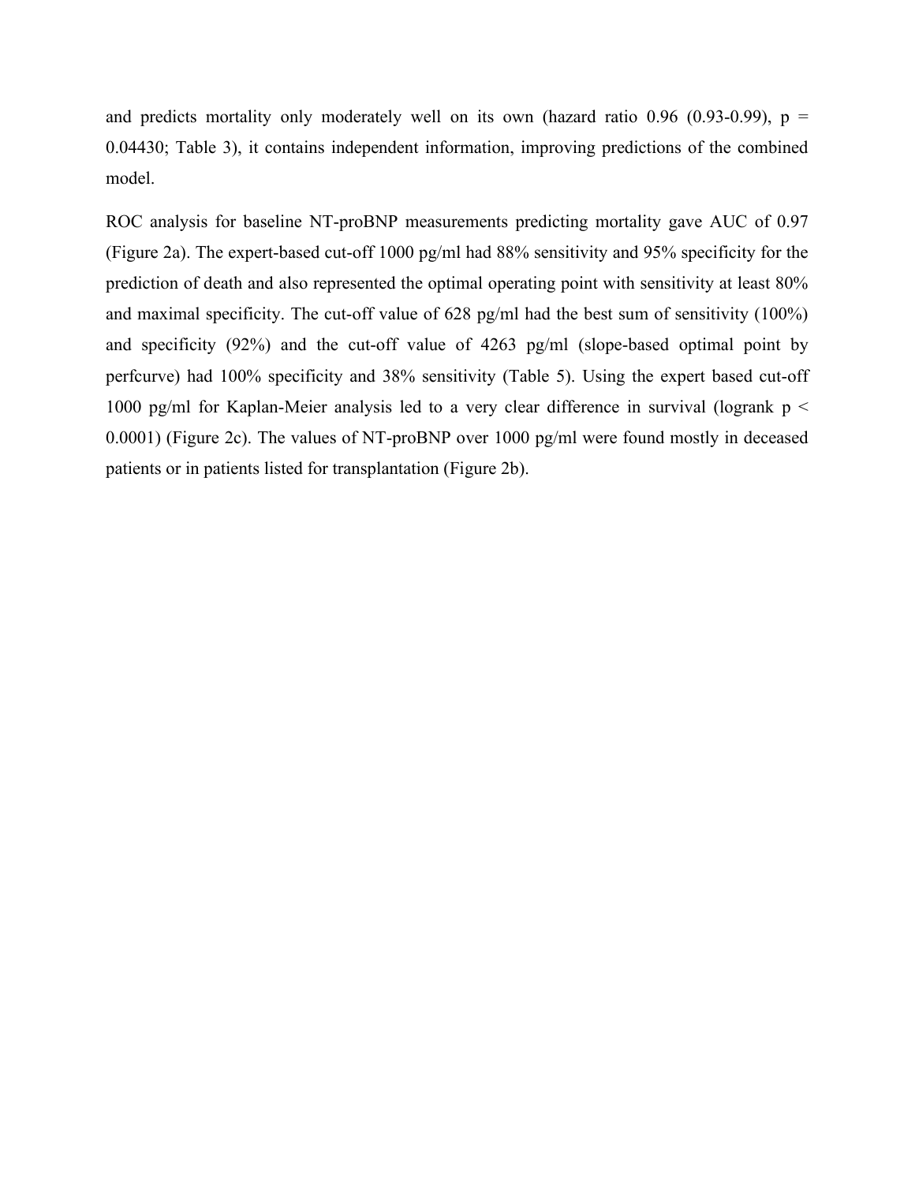and predicts mortality only moderately well on its own (hazard ratio 0.96 (0.93-0.99), $p = 0.04430$; Table 3), it contains independent information, improving predictions of the combined model.

ROC analysis for baseline NT-proBNP measurements predicting mortality gave AUC of 0.97 (Figure 2a). The expert-based cut-off 1000 pg/ml had 88% sensitivity and 95% specificity for the prediction of death and also represented the optimal operating point with sensitivity at least 80% and maximal specificity. The cut-off value of 628 pg/ml had the best sum of sensitivity (100%) and specificity (92%) and the cut-off value of 4263 pg/ml (slope-based optimal point by perfcurve) had 100% specificity and 38% sensitivity (Table 5). Using the expert based cut-off 1000 pg/ml for Kaplan-Meier analysis led to a very clear difference in survival (logrank $p < 0.0001$) (Figure 2c). The values of NT-proBNP over 1000 pg/ml were found mostly in deceased patients or in patients listed for transplantation (Figure 2b).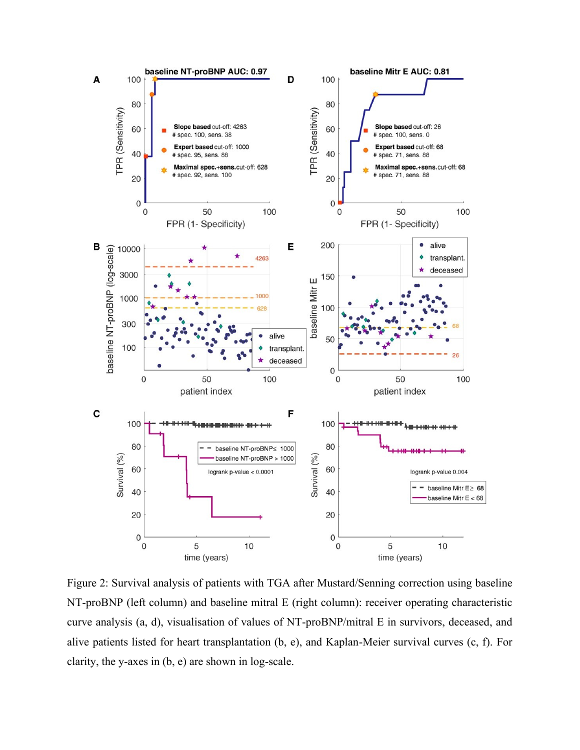Figure 2: Survival analysis of patients with TGA after Mustard/Senning correction using baseline NT-proBNP (left column) and baseline mitral E (right column): receiver operating characteristic curve analysis (a, d), visualisation of values of NT-proBNP/mitral E in survivors, deceased, and alive patients listed for heart transplantation (b, e), and Kaplan-Meier survival curves (c, f). For clarity, the y-axes in (b, e) are shown in log-scale.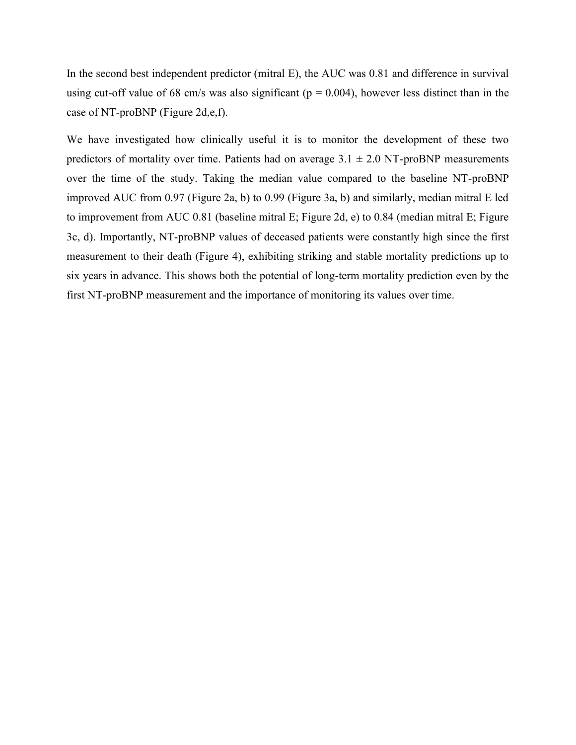In the second best independent predictor (mitral E), the AUC was 0.81 and difference in survival using cut-off value of 68 cm/s was also significant ($p = 0.004$), however less distinct than in the case of NT-proBNP (Figure 2d,e,f).

We have investigated how clinically useful it is to monitor the development of these two predictors of mortality over time. Patients had on average $3.1 \pm 2.0$ NT-proBNP measurements over the time of the study. Taking the median value compared to the baseline NT-proBNP improved AUC from 0.97 (Figure 2a, b) to 0.99 (Figure 3a, b) and similarly, median mitral E led to improvement from AUC 0.81 (baseline mitral E; Figure 2d, e) to 0.84 (median mitral E; Figure 3c, d). Importantly, NT-proBNP values of deceased patients were constantly high since the first measurement to their death (Figure 4), exhibiting striking and stable mortality predictions up to six years in advance. This shows both the potential of long-term mortality prediction even by the first NT-proBNP measurement and the importance of monitoring its values over time.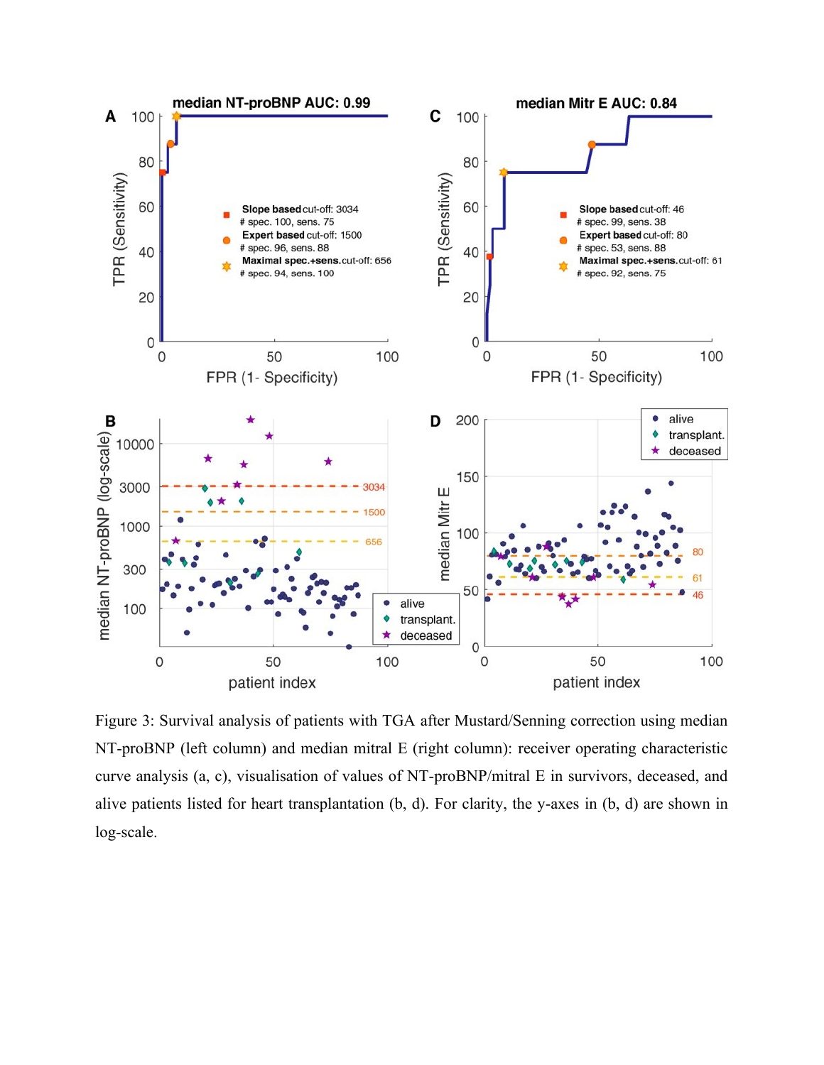Figure 3: Survival analysis of patients with TGA after Mustard/Senning correction using median NT-proBNP (left column) and median mitral E (right column): receiver operating characteristic curve analysis (a, c), visualisation of values of NT-proBNP/mitral E in survivors, deceased, and alive patients listed for heart transplantation (b, d). For clarity, the y-axes in (b, d) are shown in log-scale.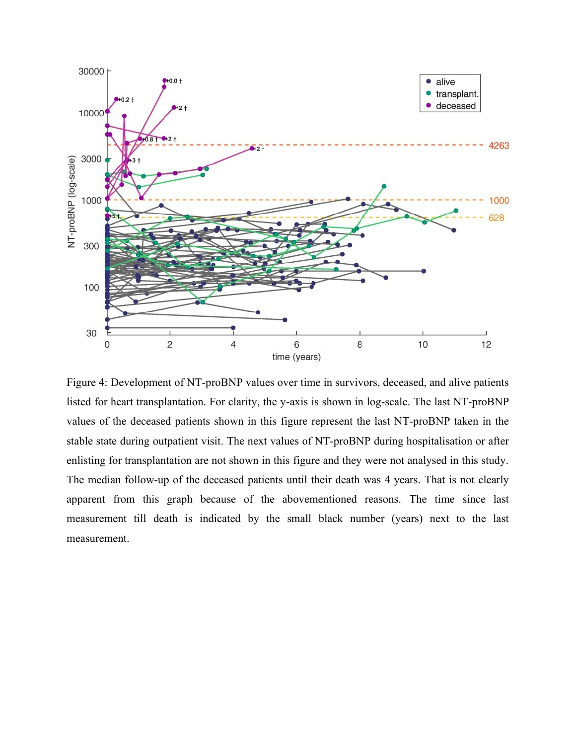Figure 4: Development of NT-proBNP values over time in survivors, deceased, and alive patients listed for heart transplantation. For clarity, the y-axis is shown in log-scale. The last NT-proBNP values of the deceased patients shown in this figure represent the last NT-proBNP taken in the stable state during outpatient visit. The next values of NT-proBNP during hospitalisation or after enlisting for transplantation are not shown in this figure and they were not analysed in this study. The median follow-up of the deceased patients until their death was 4 years. That is not clearly apparent from this graph because of the abovementioned reasons. The time since last measurement till death is indicated by the small black number (years) next to the last measurement.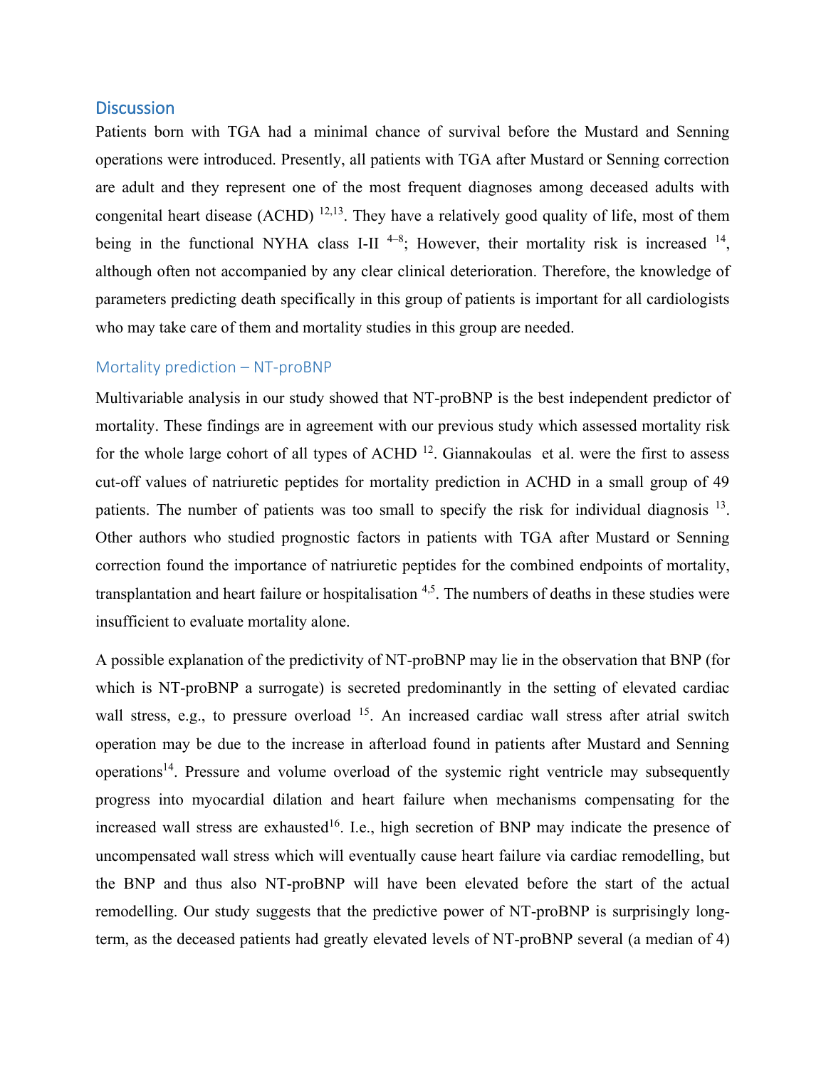## Discussion

Patients born with TGA had a minimal chance of survival before the Mustard and Senning operations were introduced. Presently, all patients with TGA after Mustard or Senning correction are adult and they represent one of the most frequent diagnoses among deceased adults with congenital heart disease (ACHD) [12,13]. They have a relatively good quality of life, most of them being in the functional NYHA class I-II [4–8]; However, their mortality risk is increased [14], although often not accompanied by any clear clinical deterioration. Therefore, the knowledge of parameters predicting death specifically in this group of patients is important for all cardiologists who may take care of them and mortality studies in this group are needed.

### Mortality prediction – NT-proBNP

Multivariable analysis in our study showed that NT-proBNP is the best independent predictor of mortality. These findings are in agreement with our previous study which assessed mortality risk for the whole large cohort of all types of ACHD [12]. Giannakoulas et al. were the first to assess cut-off values of natriuretic peptides for mortality prediction in ACHD in a small group of 49 patients. The number of patients was too small to specify the risk for individual diagnosis [13]. Other authors who studied prognostic factors in patients with TGA after Mustard or Senning correction found the importance of natriuretic peptides for the combined endpoints of mortality, transplantation and heart failure or hospitalisation [4,5]. The numbers of deaths in these studies were insufficient to evaluate mortality alone.

A possible explanation of the predictivity of NT-proBNP may lie in the observation that BNP (for which is NT-proBNP a surrogate) is secreted predominantly in the setting of elevated cardiac wall stress, e.g., to pressure overload [15]. An increased cardiac wall stress after atrial switch operation may be due to the increase in afterload found in patients after Mustard and Senning operations[14]. Pressure and volume overload of the systemic right ventricle may subsequently progress into myocardial dilation and heart failure when mechanisms compensating for the increased wall stress are exhausted[16]. I.e., high secretion of BNP may indicate the presence of uncompensated wall stress which will eventually cause heart failure via cardiac remodelling, but the BNP and thus also NT-proBNP will have been elevated before the start of the actual remodelling. Our study suggests that the predictive power of NT-proBNP is surprisingly long-term, as the deceased patients had greatly elevated levels of NT-proBNP several (a median of 4)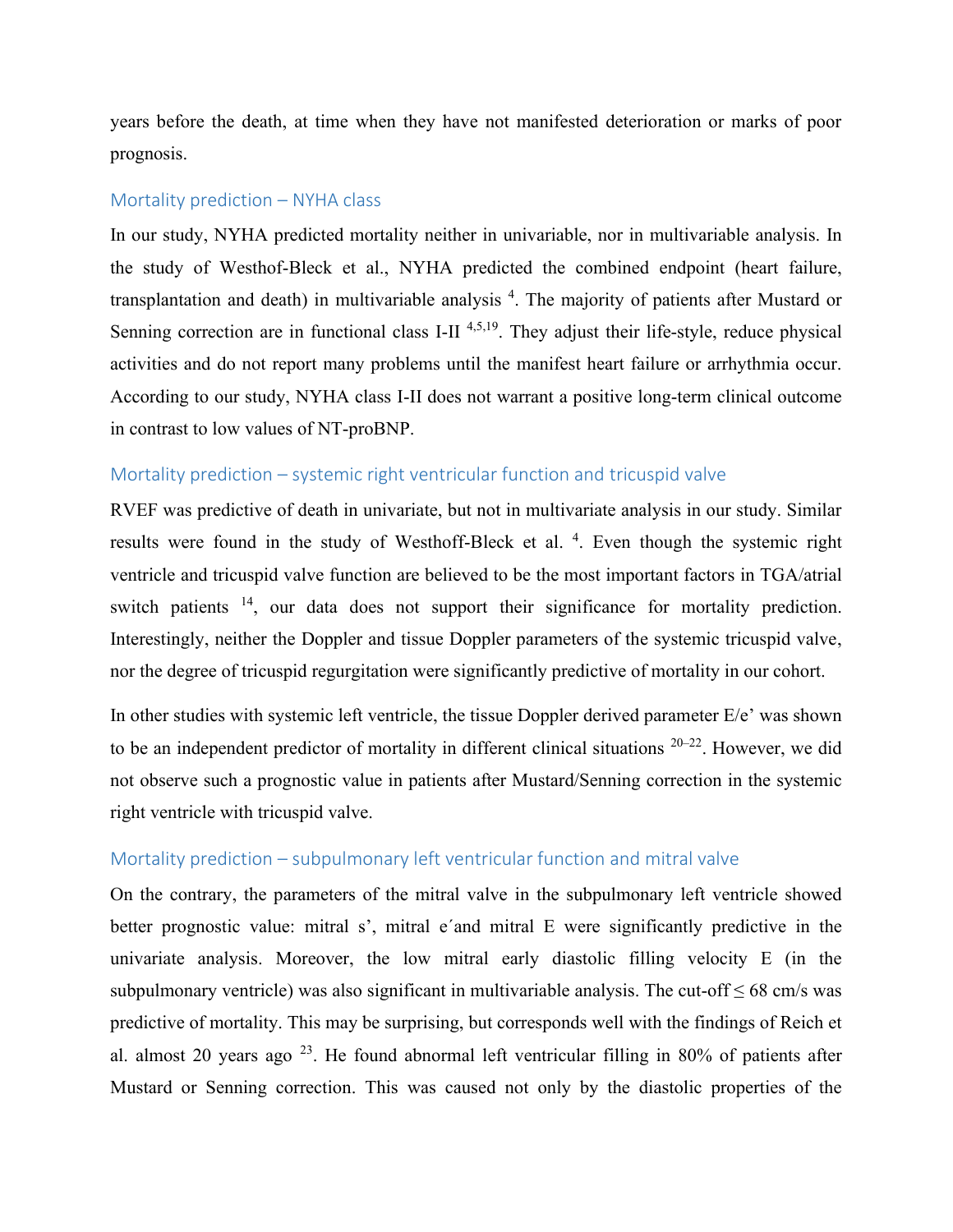years before the death, at time when they have not manifested deterioration or marks of poor prognosis.

## Mortality prediction – NYHA class

In our study, NYHA predicted mortality neither in univariable, nor in multivariable analysis. In the study of Westhof-Bleck et al., NYHA predicted the combined endpoint (heart failure, transplantation and death) in multivariable analysis [4]. The majority of patients after Mustard or Senning correction are in functional class I-II [4,5,19]. They adjust their life-style, reduce physical activities and do not report many problems until the manifest heart failure or arrhythmia occur. According to our study, NYHA class I-II does not warrant a positive long-term clinical outcome in contrast to low values of NT-proBNP.

## Mortality prediction – systemic right ventricular function and tricuspid valve

RVEF was predictive of death in univariate, but not in multivariate analysis in our study. Similar results were found in the study of Westhoff-Bleck et al. [4]. Even though the systemic right ventricle and tricuspid valve function are believed to be the most important factors in TGA/atrial switch patients [14], our data does not support their significance for mortality prediction. Interestingly, neither the Doppler and tissue Doppler parameters of the systemic tricuspid valve, nor the degree of tricuspid regurgitation were significantly predictive of mortality in our cohort.

In other studies with systemic left ventricle, the tissue Doppler derived parameter E/e' was shown to be an independent predictor of mortality in different clinical situations [20–22]. However, we did not observe such a prognostic value in patients after Mustard/Senning correction in the systemic right ventricle with tricuspid valve.

## Mortality prediction – subpulmonary left ventricular function and mitral valve

On the contrary, the parameters of the mitral valve in the subpulmonary left ventricle showed better prognostic value: mitral s', mitral e´and mitral E were significantly predictive in the univariate analysis. Moreover, the low mitral early diastolic filling velocity E (in the subpulmonary ventricle) was also significant in multivariable analysis. The cut-off ≤ 68 cm/s was predictive of mortality. This may be surprising, but corresponds well with the findings of Reich et al. almost 20 years ago [23]. He found abnormal left ventricular filling in 80% of patients after Mustard or Senning correction. This was caused not only by the diastolic properties of the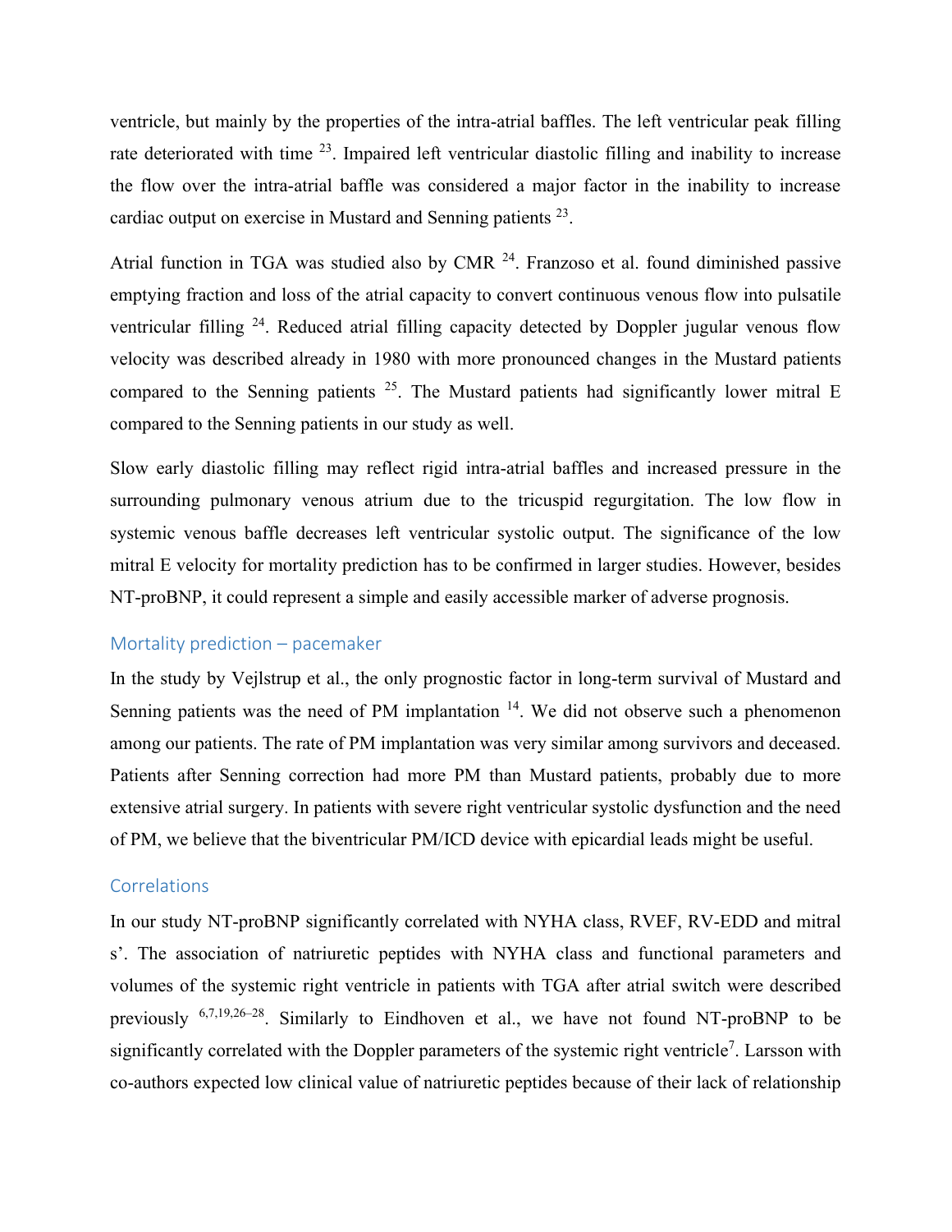ventricle, but mainly by the properties of the intra-atrial baffles. The left ventricular peak filling rate deteriorated with time [23]. Impaired left ventricular diastolic filling and inability to increase the flow over the intra-atrial baffle was considered a major factor in the inability to increase cardiac output on exercise in Mustard and Senning patients [23].

Atrial function in TGA was studied also by CMR [24]. Franzoso et al. found diminished passive emptying fraction and loss of the atrial capacity to convert continuous venous flow into pulsatile ventricular filling [24]. Reduced atrial filling capacity detected by Doppler jugular venous flow velocity was described already in 1980 with more pronounced changes in the Mustard patients compared to the Senning patients [25]. The Mustard patients had significantly lower mitral E compared to the Senning patients in our study as well.

Slow early diastolic filling may reflect rigid intra-atrial baffles and increased pressure in the surrounding pulmonary venous atrium due to the tricuspid regurgitation. The low flow in systemic venous baffle decreases left ventricular systolic output. The significance of the low mitral E velocity for mortality prediction has to be confirmed in larger studies. However, besides NT-proBNP, it could represent a simple and easily accessible marker of adverse prognosis.

### Mortality prediction – pacemaker

In the study by Vejlstrup et al., the only prognostic factor in long-term survival of Mustard and Senning patients was the need of PM implantation [14]. We did not observe such a phenomenon among our patients. The rate of PM implantation was very similar among survivors and deceased. Patients after Senning correction had more PM than Mustard patients, probably due to more extensive atrial surgery. In patients with severe right ventricular systolic dysfunction and the need of PM, we believe that the biventricular PM/ICD device with epicardial leads might be useful.

### Correlations

In our study NT-proBNP significantly correlated with NYHA class, RVEF, RV-EDD and mitral s'. The association of natriuretic peptides with NYHA class and functional parameters and volumes of the systemic right ventricle in patients with TGA after atrial switch were described previously [6,7,19,26–28]. Similarly to Eindhoven et al., we have not found NT-proBNP to be significantly correlated with the Doppler parameters of the systemic right ventricle[7]. Larsson with co-authors expected low clinical value of natriuretic peptides because of their lack of relationship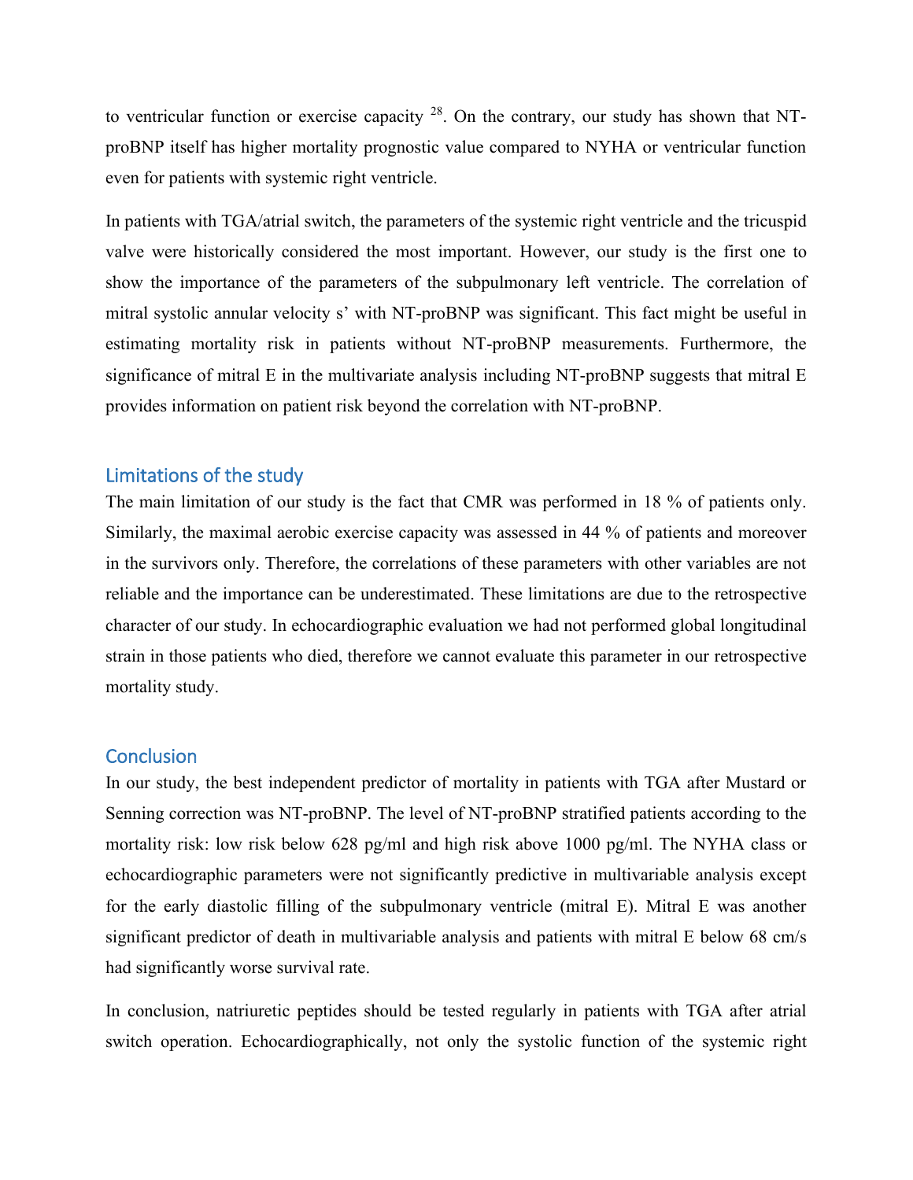to ventricular function or exercise capacity [28]. On the contrary, our study has shown that NT-proBNP itself has higher mortality prognostic value compared to NYHA or ventricular function even for patients with systemic right ventricle.

In patients with TGA/atrial switch, the parameters of the systemic right ventricle and the tricuspid valve were historically considered the most important. However, our study is the first one to show the importance of the parameters of the subpulmonary left ventricle. The correlation of mitral systolic annular velocity s' with NT-proBNP was significant. This fact might be useful in estimating mortality risk in patients without NT-proBNP measurements. Furthermore, the significance of mitral E in the multivariate analysis including NT-proBNP suggests that mitral E provides information on patient risk beyond the correlation with NT-proBNP.

## Limitations of the study

The main limitation of our study is the fact that CMR was performed in 18 % of patients only. Similarly, the maximal aerobic exercise capacity was assessed in 44 % of patients and moreover in the survivors only. Therefore, the correlations of these parameters with other variables are not reliable and the importance can be underestimated. These limitations are due to the retrospective character of our study. In echocardiographic evaluation we had not performed global longitudinal strain in those patients who died, therefore we cannot evaluate this parameter in our retrospective mortality study.

## Conclusion

In our study, the best independent predictor of mortality in patients with TGA after Mustard or Senning correction was NT-proBNP. The level of NT-proBNP stratified patients according to the mortality risk: low risk below 628 pg/ml and high risk above 1000 pg/ml. The NYHA class or echocardiographic parameters were not significantly predictive in multivariable analysis except for the early diastolic filling of the subpulmonary ventricle (mitral E). Mitral E was another significant predictor of death in multivariable analysis and patients with mitral E below 68 cm/s had significantly worse survival rate.

In conclusion, natriuretic peptides should be tested regularly in patients with TGA after atrial switch operation. Echocardiographically, not only the systolic function of the systemic right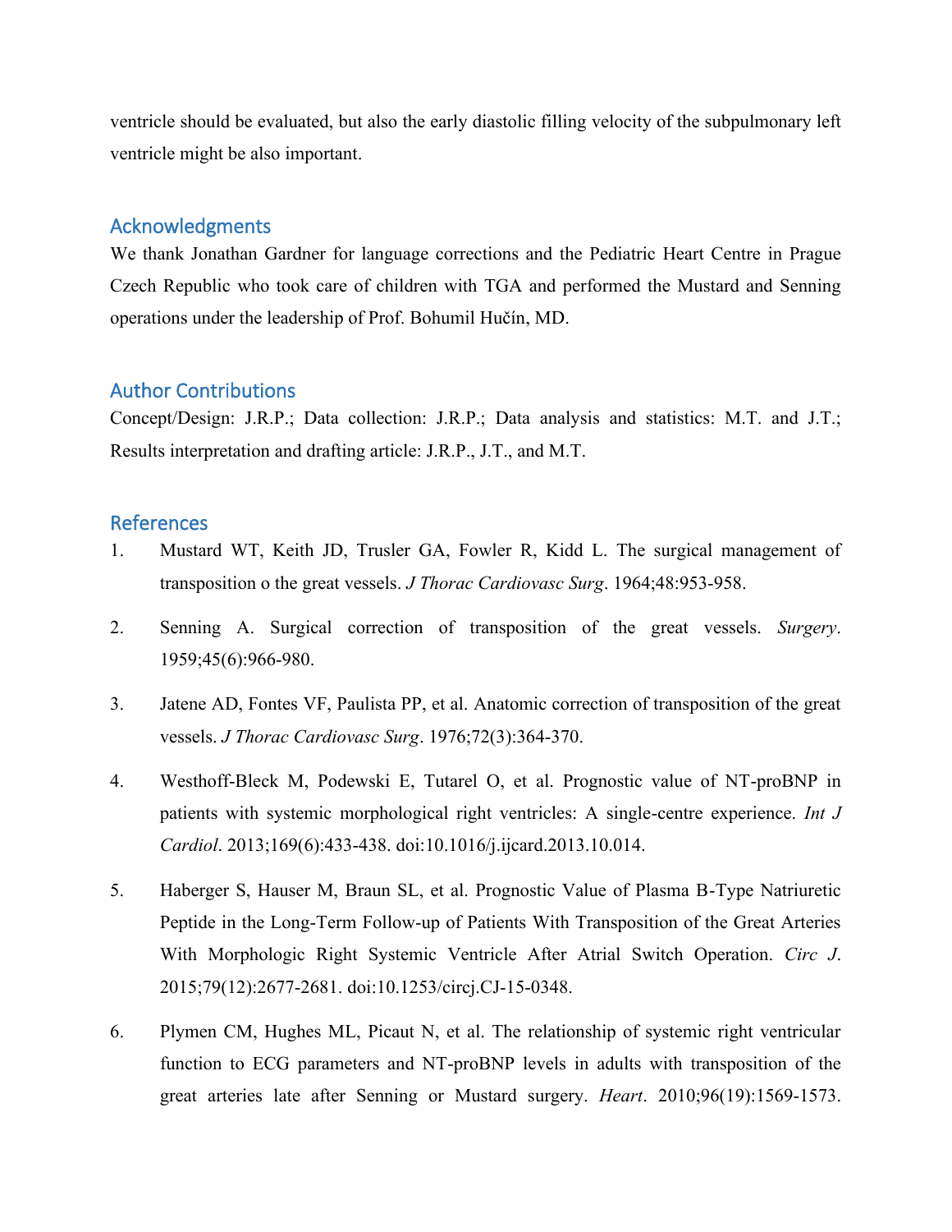ventricle should be evaluated, but also the early diastolic filling velocity of the subpulmonary left ventricle might be also important.

## Acknowledgments

We thank Jonathan Gardner for language corrections and the Pediatric Heart Centre in Prague Czech Republic who took care of children with TGA and performed the Mustard and Senning operations under the leadership of Prof. Bohumil Hučín, MD.

## Author Contributions

Concept/Design: J.R.P.; Data collection: J.R.P.; Data analysis and statistics: M.T. and J.T.; Results interpretation and drafting article: J.R.P., J.T., and M.T.

## References

1. Mustard WT, Keith JD, Trusler GA, Fowler R, Kidd L. The surgical management of transposition o the great vessels. *J Thorac Cardiovasc Surg*. 1964;48:953-958.
2. Senning A. Surgical correction of transposition of the great vessels. *Surgery*. 1959;45(6):966-980.
3. Jatene AD, Fontes VF, Paulista PP, et al. Anatomic correction of transposition of the great vessels. *J Thorac Cardiovasc Surg*. 1976;72(3):364-370.
4. Westhoff-Bleck M, Podewski E, Tutarel O, et al. Prognostic value of NT-proBNP in patients with systemic morphological right ventricles: A single-centre experience. *Int J Cardiol*. 2013;169(6):433-438. doi:10.1016/j.ijcard.2013.10.014.
5. Haberger S, Hauser M, Braun SL, et al. Prognostic Value of Plasma B-Type Natriuretic Peptide in the Long-Term Follow-up of Patients With Transposition of the Great Arteries With Morphologic Right Systemic Ventricle After Atrial Switch Operation. *Circ J*. 2015;79(12):2677-2681. doi:10.1253/circj.CJ-15-0348.
6. Plymen CM, Hughes ML, Picaut N, et al. The relationship of systemic right ventricular function to ECG parameters and NT-proBNP levels in adults with transposition of the great arteries late after Senning or Mustard surgery. *Heart*. 2010;96(19):1569-1573.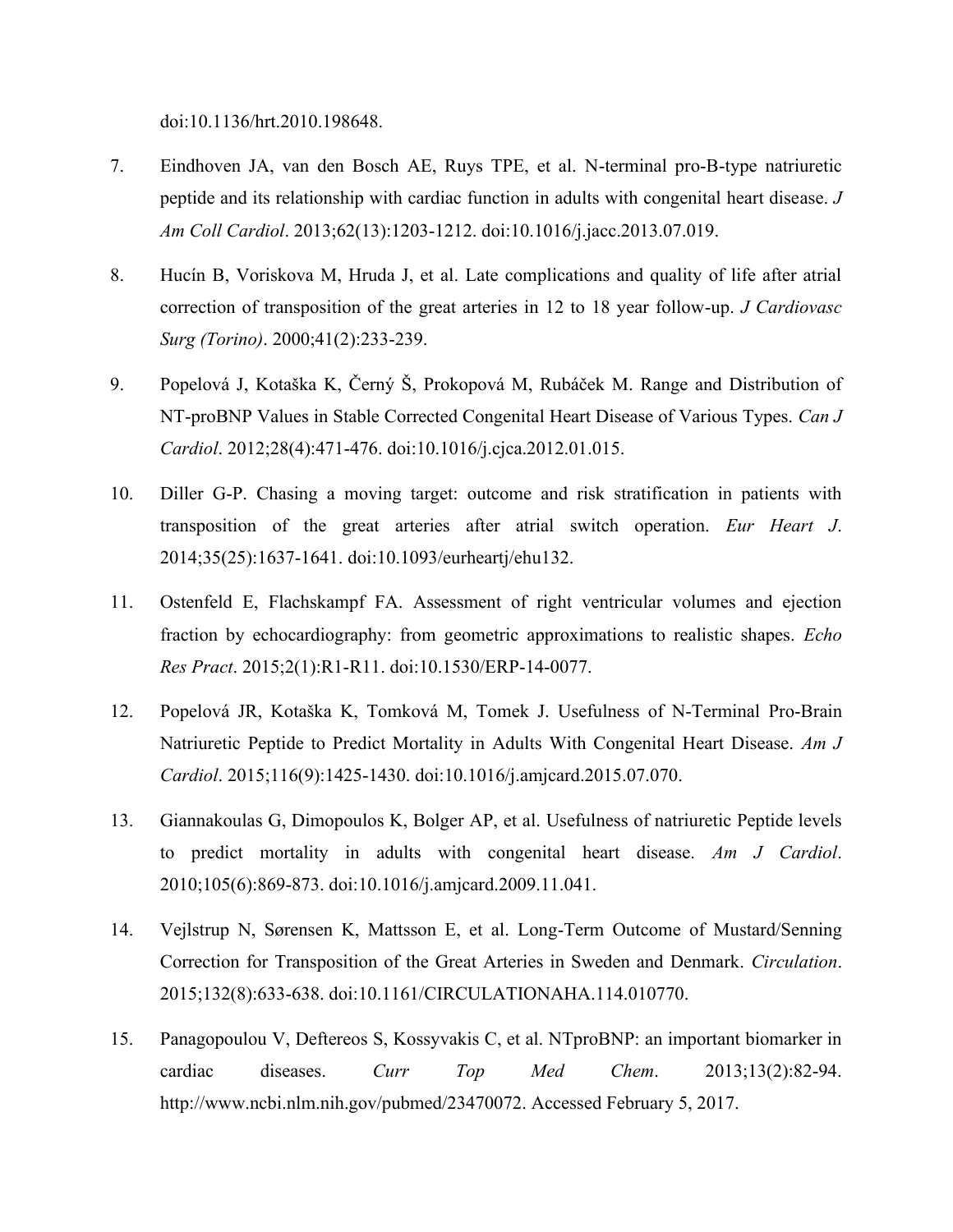doi:10.1136/hrt.2010.198648.

7. Eindhoven JA, van den Bosch AE, Ruys TPE, et al. N-terminal pro-B-type natriuretic peptide and its relationship with cardiac function in adults with congenital heart disease. *J Am Coll Cardiol*. 2013;62(13):1203-1212. doi:10.1016/j.jacc.2013.07.019.

8. Hucín B, Voriskova M, Hruda J, et al. Late complications and quality of life after atrial correction of transposition of the great arteries in 12 to 18 year follow-up. *J Cardiovasc Surg (Torino)*. 2000;41(2):233-239.

9. Popelová J, Kotaška K, Černý Š, Prokopová M, Rubáček M. Range and Distribution of NT-proBNP Values in Stable Corrected Congenital Heart Disease of Various Types. *Can J Cardiol*. 2012;28(4):471-476. doi:10.1016/j.cjca.2012.01.015.

10. Diller G-P. Chasing a moving target: outcome and risk stratification in patients with transposition of the great arteries after atrial switch operation. *Eur Heart J*. 2014;35(25):1637-1641. doi:10.1093/eurheartj/ehu132.

11. Ostenfeld E, Flachskampf FA. Assessment of right ventricular volumes and ejection fraction by echocardiography: from geometric approximations to realistic shapes. *Echo Res Pract*. 2015;2(1):R1-R11. doi:10.1530/ERP-14-0077.

12. Popelová JR, Kotaška K, Tomková M, Tomek J. Usefulness of N-Terminal Pro-Brain Natriuretic Peptide to Predict Mortality in Adults With Congenital Heart Disease. *Am J Cardiol*. 2015;116(9):1425-1430. doi:10.1016/j.amjcard.2015.07.070.

13. Giannakoulas G, Dimopoulos K, Bolger AP, et al. Usefulness of natriuretic Peptide levels to predict mortality in adults with congenital heart disease. *Am J Cardiol*. 2010;105(6):869-873. doi:10.1016/j.amjcard.2009.11.041.

14. Vejlstrup N, Sørensen K, Mattsson E, et al. Long-Term Outcome of Mustard/Senning Correction for Transposition of the Great Arteries in Sweden and Denmark. *Circulation*. 2015;132(8):633-638. doi:10.1161/CIRCULATIONAHA.114.010770.

15. Panagopoulou V, Deftereos S, Kossyvakis C, et al. NTproBNP: an important biomarker in cardiac diseases. *Curr Top Med Chem*. 2013;13(2):82-94. http://www.ncbi.nlm.nih.gov/pubmed/23470072. Accessed February 5, 2017.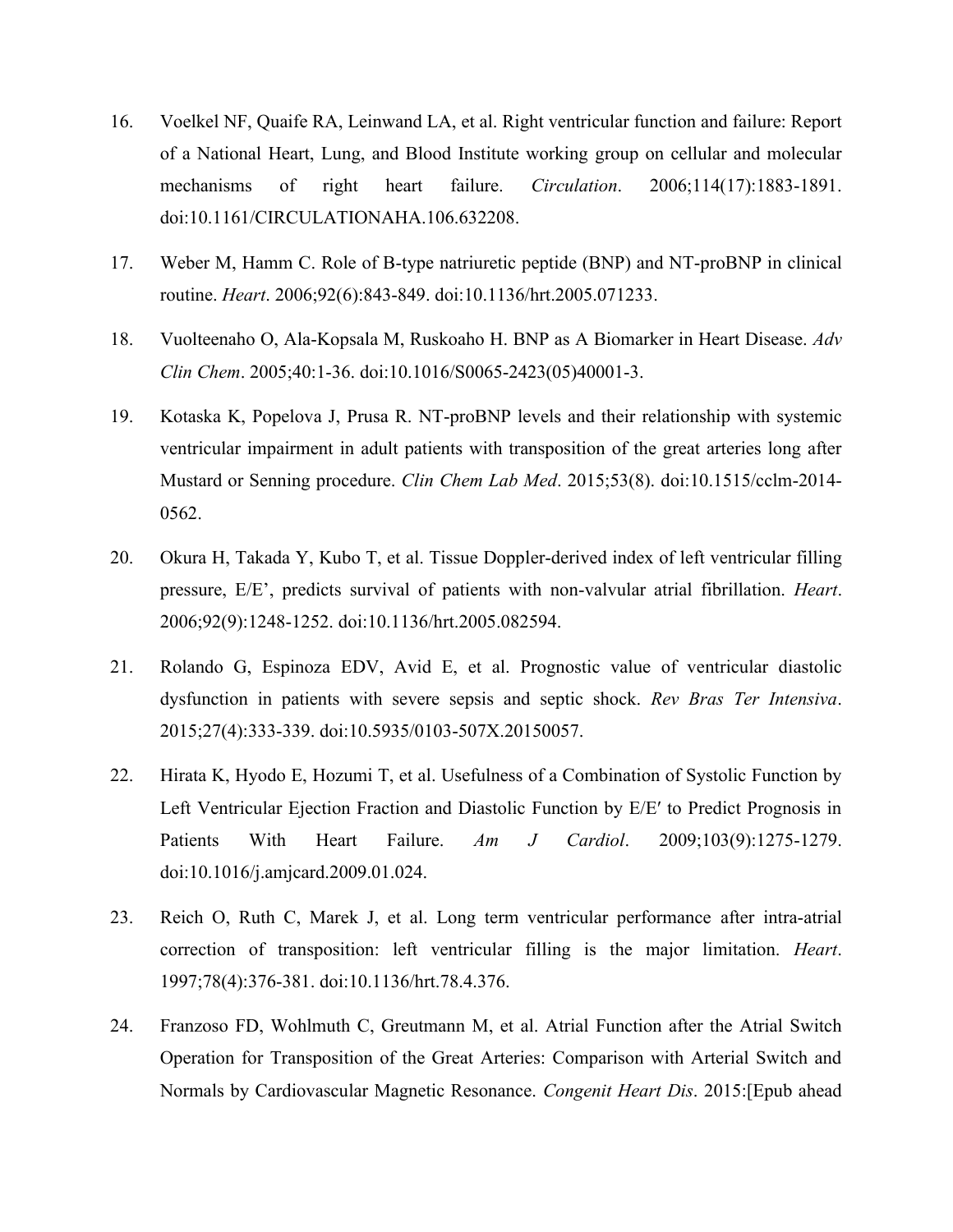16. Voelkel NF, Quaife RA, Leinwand LA, et al. Right ventricular function and failure: Report of a National Heart, Lung, and Blood Institute working group on cellular and molecular mechanisms of right heart failure. *Circulation*. 2006;114(17):1883-1891. doi:10.1161/CIRCULATIONAHA.106.632208.

17. Weber M, Hamm C. Role of B-type natriuretic peptide (BNP) and NT-proBNP in clinical routine. *Heart*. 2006;92(6):843-849. doi:10.1136/hrt.2005.071233.

18. Vuolteenaho O, Ala-Kopsala M, Ruskoaho H. BNP as A Biomarker in Heart Disease. *Adv Clin Chem*. 2005;40:1-36. doi:10.1016/S0065-2423(05)40001-3.

19. Kotaska K, Popelova J, Prusa R. NT-proBNP levels and their relationship with systemic ventricular impairment in adult patients with transposition of the great arteries long after Mustard or Senning procedure. *Clin Chem Lab Med*. 2015;53(8). doi:10.1515/cclm-2014-0562.

20. Okura H, Takada Y, Kubo T, et al. Tissue Doppler-derived index of left ventricular filling pressure, E/E', predicts survival of patients with non-valvular atrial fibrillation. *Heart*. 2006;92(9):1248-1252. doi:10.1136/hrt.2005.082594.

21. Rolando G, Espinoza EDV, Avid E, et al. Prognostic value of ventricular diastolic dysfunction in patients with severe sepsis and septic shock. *Rev Bras Ter Intensiva*. 2015;27(4):333-339. doi:10.5935/0103-507X.20150057.

22. Hirata K, Hyodo E, Hozumi T, et al. Usefulness of a Combination of Systolic Function by Left Ventricular Ejection Fraction and Diastolic Function by E/E′ to Predict Prognosis in Patients With Heart Failure. *Am J Cardiol*. 2009;103(9):1275-1279. doi:10.1016/j.amjcard.2009.01.024.

23. Reich O, Ruth C, Marek J, et al. Long term ventricular performance after intra-atrial correction of transposition: left ventricular filling is the major limitation. *Heart*. 1997;78(4):376-381. doi:10.1136/hrt.78.4.376.

24. Franzoso FD, Wohlmuth C, Greutmann M, et al. Atrial Function after the Atrial Switch Operation for Transposition of the Great Arteries: Comparison with Arterial Switch and Normals by Cardiovascular Magnetic Resonance. *Congenit Heart Dis*. 2015:[Epub ahead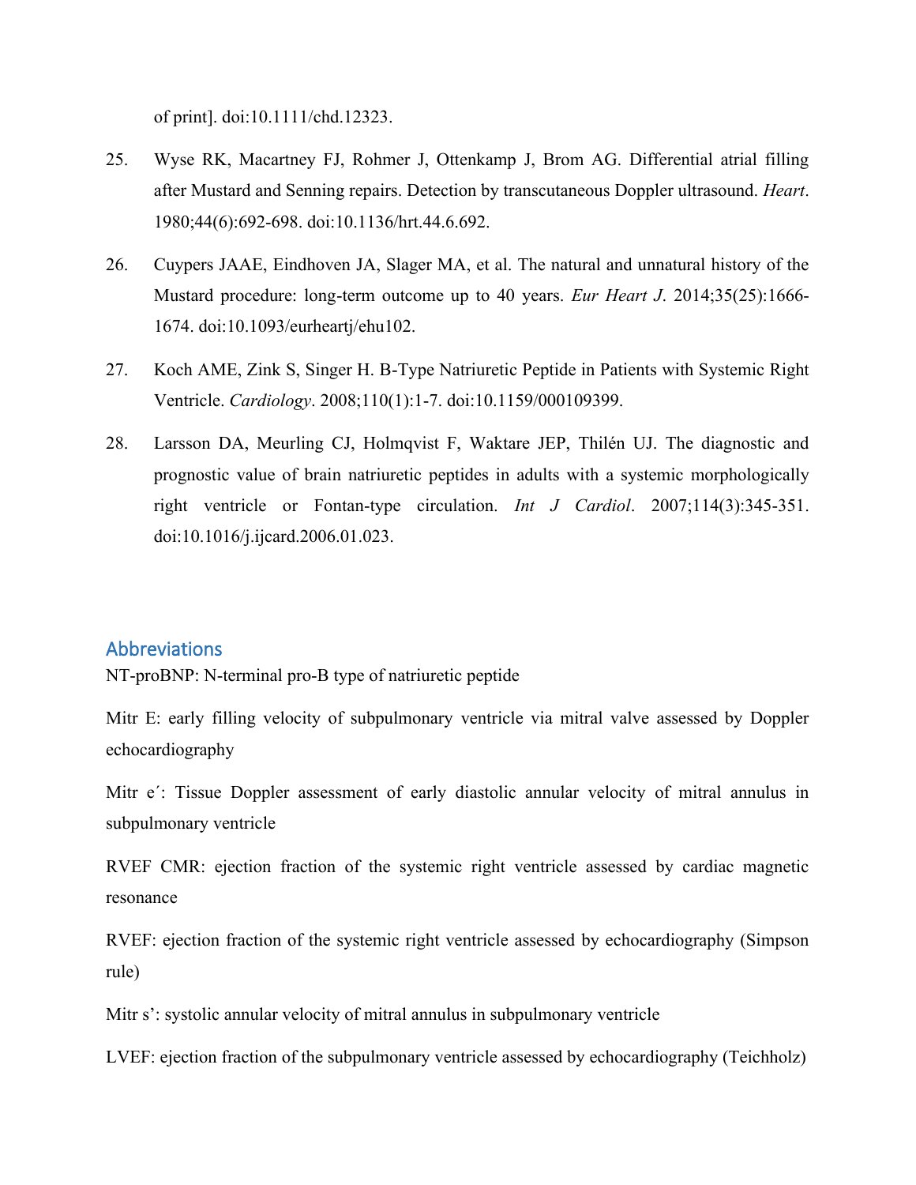of print]. doi:10.1111/chd.12323.

25. Wyse RK, Macartney FJ, Rohmer J, Ottenkamp J, Brom AG. Differential atrial filling after Mustard and Senning repairs. Detection by transcutaneous Doppler ultrasound. *Heart*. 1980;44(6):692-698. doi:10.1136/hrt.44.6.692.

26. Cuypers JAAE, Eindhoven JA, Slager MA, et al. The natural and unnatural history of the Mustard procedure: long-term outcome up to 40 years. *Eur Heart J*. 2014;35(25):1666-1674. doi:10.1093/eurheartj/ehu102.

27. Koch AME, Zink S, Singer H. B-Type Natriuretic Peptide in Patients with Systemic Right Ventricle. *Cardiology*. 2008;110(1):1-7. doi:10.1159/000109399.

28. Larsson DA, Meurling CJ, Holmqvist F, Waktare JEP, Thilén UJ. The diagnostic and prognostic value of brain natriuretic peptides in adults with a systemic morphologically right ventricle or Fontan-type circulation. *Int J Cardiol*. 2007;114(3):345-351. doi:10.1016/j.ijcard.2006.01.023.

## Abbreviations

NT-proBNP: N-terminal pro-B type of natriuretic peptide

Mitr E: early filling velocity of subpulmonary ventricle via mitral valve assessed by Doppler echocardiography

Mitr e´: Tissue Doppler assessment of early diastolic annular velocity of mitral annulus in subpulmonary ventricle

RVEF CMR: ejection fraction of the systemic right ventricle assessed by cardiac magnetic resonance

RVEF: ejection fraction of the systemic right ventricle assessed by echocardiography (Simpson rule)

Mitr s': systolic annular velocity of mitral annulus in subpulmonary ventricle

LVEF: ejection fraction of the subpulmonary ventricle assessed by echocardiography (Teichholz)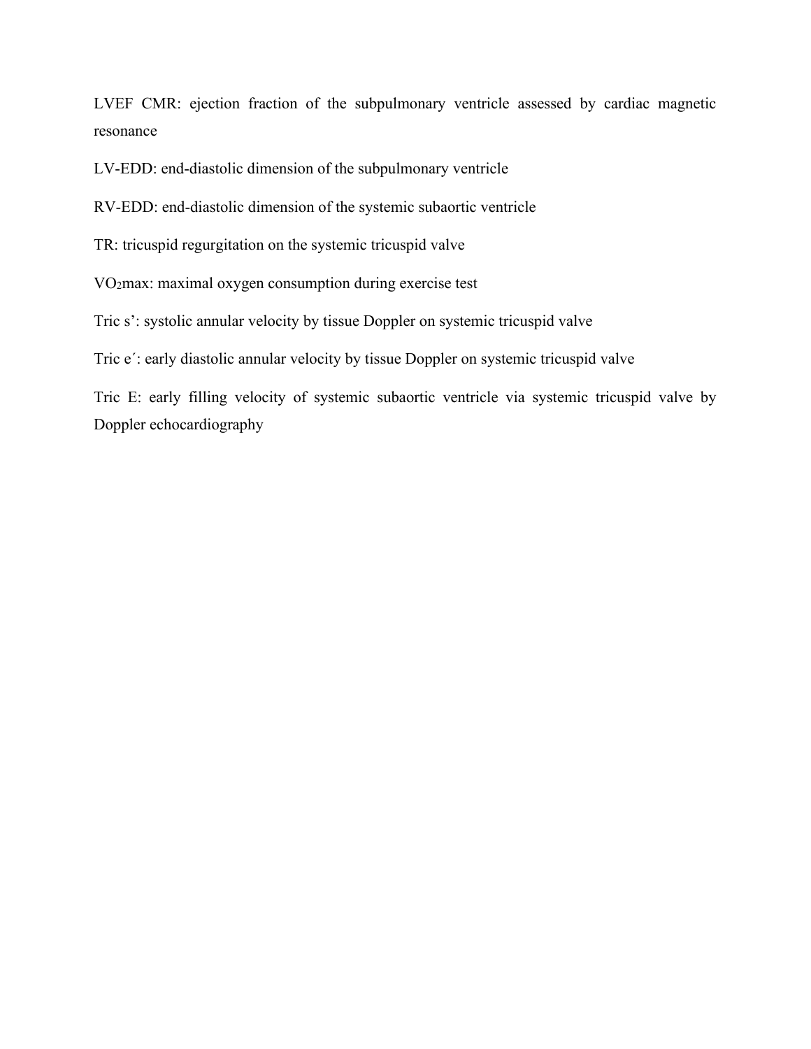LVEF CMR: ejection fraction of the subpulmonary ventricle assessed by cardiac magnetic resonance

LV-EDD: end-diastolic dimension of the subpulmonary ventricle

RV-EDD: end-diastolic dimension of the systemic subaortic ventricle

TR: tricuspid regurgitation on the systemic tricuspid valve

$VO_2max$: maximal oxygen consumption during exercise test

Tric s’: systolic annular velocity by tissue Doppler on systemic tricuspid valve

Tric e´: early diastolic annular velocity by tissue Doppler on systemic tricuspid valve

Tric E: early filling velocity of systemic subaortic ventricle via systemic tricuspid valve by Doppler echocardiography